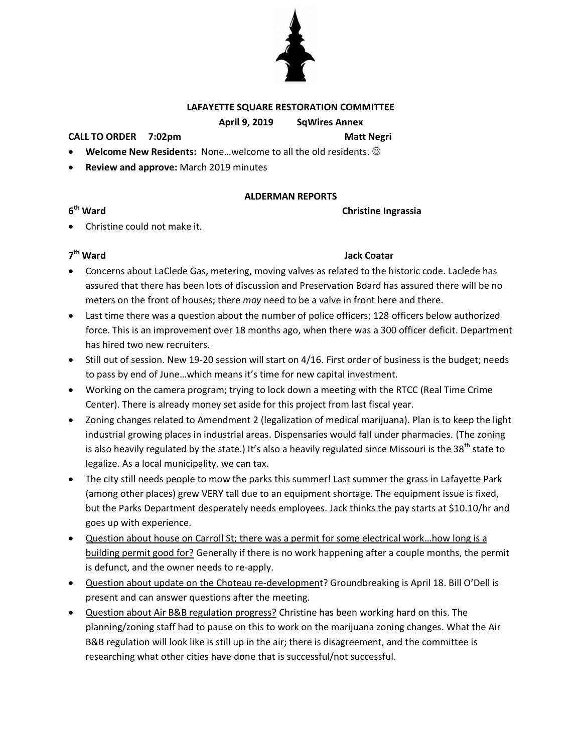# LAFAYETTE SQUARE RESTORATION COMMITTEE

**April 9, 2019 SqWires Annex**

**CALL TO ORDER 7:02pm** **Matt Negri**

- **Welcome New Residents:** None…welcome to all the old residents. ☺
- **Review and approve:** March 2019 minutes

## ALDERMAN REPORTS

### 6th Ward — Christine Ingrassia

- Christine could not make it.

### 7th Ward — Jack Coatar

- Concerns about LaClede Gas, metering, moving valves as related to the historic code. Laclede has assured that there has been lots of discussion and Preservation Board has assured there will be no meters on the front of houses; there *may* need to be a valve in front here and there.
- Last time there was a question about the number of police officers; 128 officers below authorized force. This is an improvement over 18 months ago, when there was a 300 officer deficit. Department has hired two new recruiters.
- Still out of session. New 19-20 session will start on 4/16. First order of business is the budget; needs to pass by end of June…which means it's time for new capital investment.
- Working on the camera program; trying to lock down a meeting with the RTCC (Real Time Crime Center). There is already money set aside for this project from last fiscal year.
- Zoning changes related to Amendment 2 (legalization of medical marijuana). Plan is to keep the light industrial growing places in industrial areas. Dispensaries would fall under pharmacies. (The zoning is also heavily regulated by the state.) It's also a heavily regulated since Missouri is the 38th state to legalize. As a local municipality, we can tax.
- The city still needs people to mow the parks this summer! Last summer the grass in Lafayette Park (among other places) grew VERY tall due to an equipment shortage. The equipment issue is fixed, but the Parks Department desperately needs employees. Jack thinks the pay starts at $10.10/hr and goes up with experience.
- Question about house on Carroll St; there was a permit for some electrical work…how long is a building permit good for? Generally if there is no work happening after a couple months, the permit is defunct, and the owner needs to re-apply.
- Question about update on the Choteau re-development? Groundbreaking is April 18. Bill O'Dell is present and can answer questions after the meeting.
- Question about Air B&B regulation progress? Christine has been working hard on this. The planning/zoning staff had to pause on this to work on the marijuana zoning changes. What the Air B&B regulation will look like is still up in the air; there is disagreement, and the committee is researching what other cities have done that is successful/not successful.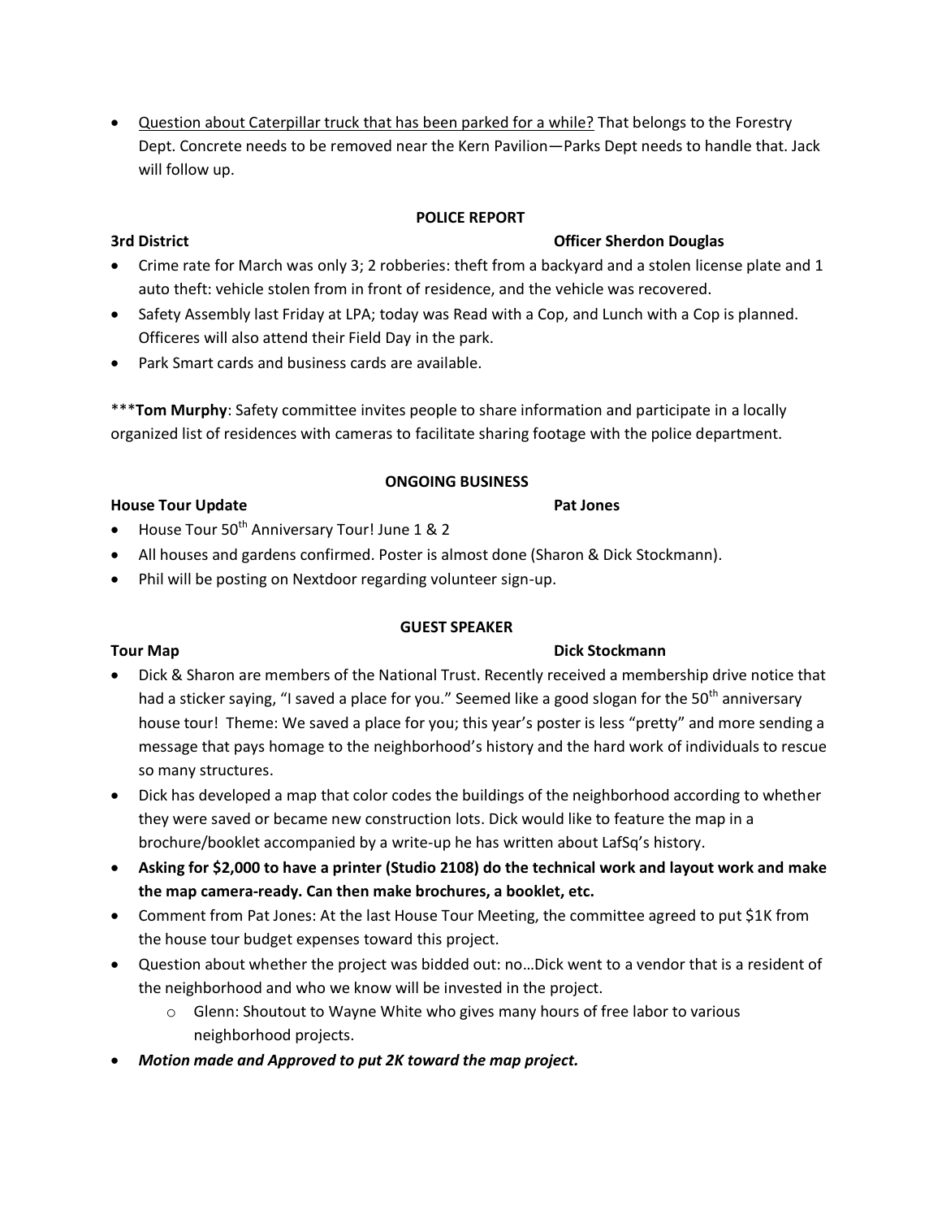- <u>Question about Caterpillar truck that has been parked for a while?</u> That belongs to the Forestry Dept. Concrete needs to be removed near the Kern Pavilion—Parks Dept needs to handle that. Jack will follow up.

## POLICE REPORT

**3rd District** **Officer Sherdon Douglas**

- Crime rate for March was only 3; 2 robberies: theft from a backyard and a stolen license plate and 1 auto theft: vehicle stolen from in front of residence, and the vehicle was recovered.
- Safety Assembly last Friday at LPA; today was Read with a Cop, and Lunch with a Cop is planned. Officeres will also attend their Field Day in the park.
- Park Smart cards and business cards are available.

***​**Tom Murphy**: Safety committee invites people to share information and participate in a locally organized list of residences with cameras to facilitate sharing footage with the police department.

## ONGOING BUSINESS

**House Tour Update** **Pat Jones**

- House Tour 50th Anniversary Tour! June 1 & 2
- All houses and gardens confirmed. Poster is almost done (Sharon & Dick Stockmann).
- Phil will be posting on Nextdoor regarding volunteer sign-up.

## GUEST SPEAKER

**Tour Map** **Dick Stockmann**

- Dick & Sharon are members of the National Trust. Recently received a membership drive notice that had a sticker saying, "I saved a place for you." Seemed like a good slogan for the 50th anniversary house tour! Theme: We saved a place for you; this year's poster is less "pretty" and more sending a message that pays homage to the neighborhood's history and the hard work of individuals to rescue so many structures.
- Dick has developed a map that color codes the buildings of the neighborhood according to whether they were saved or became new construction lots. Dick would like to feature the map in a brochure/booklet accompanied by a write-up he has written about LafSq's history.
- **Asking for $2,000 to have a printer (Studio 2108) do the technical work and layout work and make the map camera-ready. Can then make brochures, a booklet, etc.**
- Comment from Pat Jones: At the last House Tour Meeting, the committee agreed to put $1K from the house tour budget expenses toward this project.
- Question about whether the project was bidded out: no…Dick went to a vendor that is a resident of the neighborhood and who we know will be invested in the project.
  - Glenn: Shoutout to Wayne White who gives many hours of free labor to various neighborhood projects.
- ***Motion made and Approved to put 2K toward the map project.***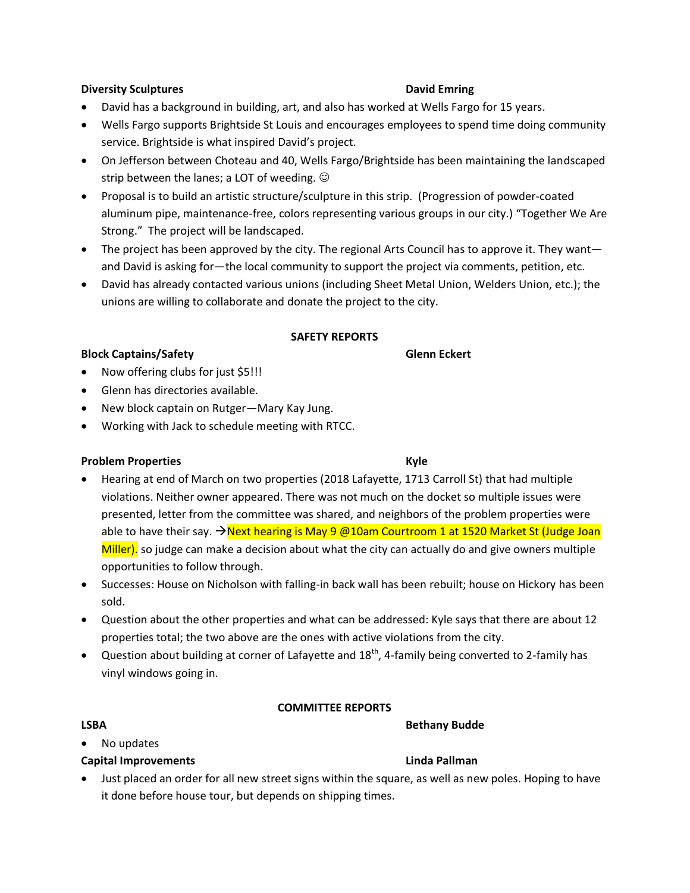**Diversity Sculptures** **David Emring**

- David has a background in building, art, and also has worked at Wells Fargo for 15 years.
- Wells Fargo supports Brightside St Louis and encourages employees to spend time doing community service. Brightside is what inspired David's project.
- On Jefferson between Choteau and 40, Wells Fargo/Brightside has been maintaining the landscaped strip between the lanes; a LOT of weeding. ☺
- Proposal is to build an artistic structure/sculpture in this strip. (Progression of powder-coated aluminum pipe, maintenance-free, colors representing various groups in our city.) "Together We Are Strong." The project will be landscaped.
- The project has been approved by the city. The regional Arts Council has to approve it. They want—and David is asking for—the local community to support the project via comments, petition, etc.
- David has already contacted various unions (including Sheet Metal Union, Welders Union, etc.); the unions are willing to collaborate and donate the project to the city.

## SAFETY REPORTS

**Block Captains/Safety** **Glenn Eckert**

- Now offering clubs for just $5!!!
- Glenn has directories available.
- New block captain on Rutger—Mary Kay Jung.
- Working with Jack to schedule meeting with RTCC.

**Problem Properties** **Kyle**

- Hearing at end of March on two properties (2018 Lafayette, 1713 Carroll St) that had multiple violations. Neither owner appeared. There was not much on the docket so multiple issues were presented, letter from the committee was shared, and neighbors of the problem properties were able to have their say. →Next hearing is May 9 @10am Courtroom 1 at 1520 Market St (Judge Joan Miller). so judge can make a decision about what the city can actually do and give owners multiple opportunities to follow through.
- Successes: House on Nicholson with falling-in back wall has been rebuilt; house on Hickory has been sold.
- Question about the other properties and what can be addressed: Kyle says that there are about 12 properties total; the two above are the ones with active violations from the city.
- Question about building at corner of Lafayette and 18th, 4-family being converted to 2-family has vinyl windows going in.

## COMMITTEE REPORTS

**LSBA** **Bethany Budde**

- No updates

**Capital Improvements** **Linda Pallman**

- Just placed an order for all new street signs within the square, as well as new poles. Hoping to have it done before house tour, but depends on shipping times.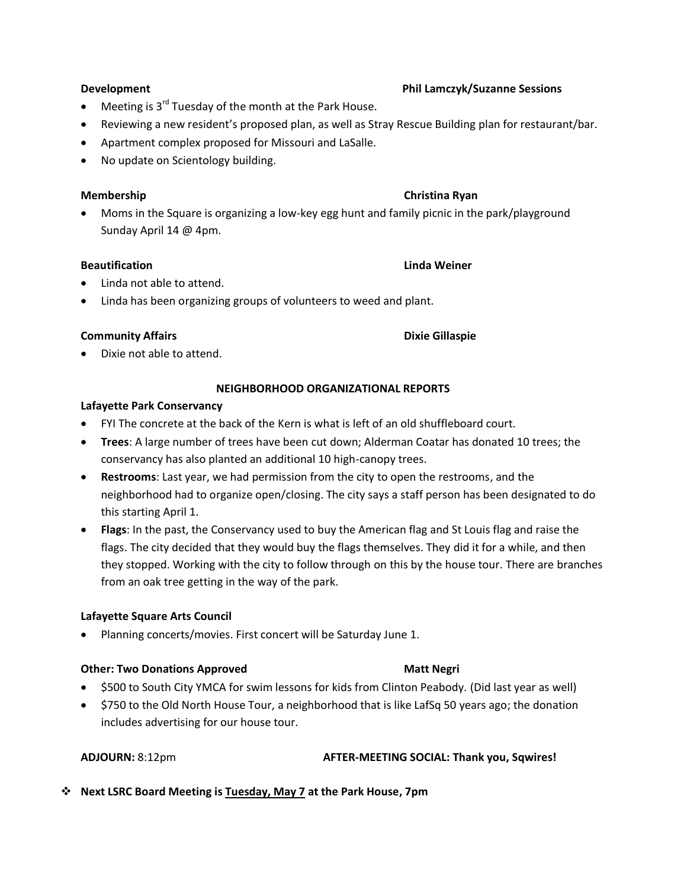**Development** **Phil Lamczyk/Suzanne Sessions**

- Meeting is 3rd Tuesday of the month at the Park House.
- Reviewing a new resident's proposed plan, as well as Stray Rescue Building plan for restaurant/bar.
- Apartment complex proposed for Missouri and LaSalle.
- No update on Scientology building.

**Membership** **Christina Ryan**

- Moms in the Square is organizing a low-key egg hunt and family picnic in the park/playground Sunday April 14 @ 4pm.

**Beautification** **Linda Weiner**

- Linda not able to attend.
- Linda has been organizing groups of volunteers to weed and plant.

**Community Affairs** **Dixie Gillaspie**

- Dixie not able to attend.

**NEIGHBORHOOD ORGANIZATIONAL REPORTS**

**Lafayette Park Conservancy**

- FYI The concrete at the back of the Kern is what is left of an old shuffleboard court.
- **Trees**: A large number of trees have been cut down; Alderman Coatar has donated 10 trees; the conservancy has also planted an additional 10 high-canopy trees.
- **Restrooms**: Last year, we had permission from the city to open the restrooms, and the neighborhood had to organize open/closing. The city says a staff person has been designated to do this starting April 1.
- **Flags**: In the past, the Conservancy used to buy the American flag and St Louis flag and raise the flags. The city decided that they would buy the flags themselves. They did it for a while, and then they stopped. Working with the city to follow through on this by the house tour. There are branches from an oak tree getting in the way of the park.

**Lafayette Square Arts Council**

- Planning concerts/movies. First concert will be Saturday June 1.

**Other: Two Donations Approved** **Matt Negri**

- $500 to South City YMCA for swim lessons for kids from Clinton Peabody. (Did last year as well)
- $750 to the Old North House Tour, a neighborhood that is like LafSq 50 years ago; the donation includes advertising for our house tour.

**ADJOURN:** 8:12pm **AFTER-MEETING SOCIAL: Thank you, Sqwires!**

- **Next LSRC Board Meeting is <u>Tuesday, May 7</u> at the Park House, 7pm**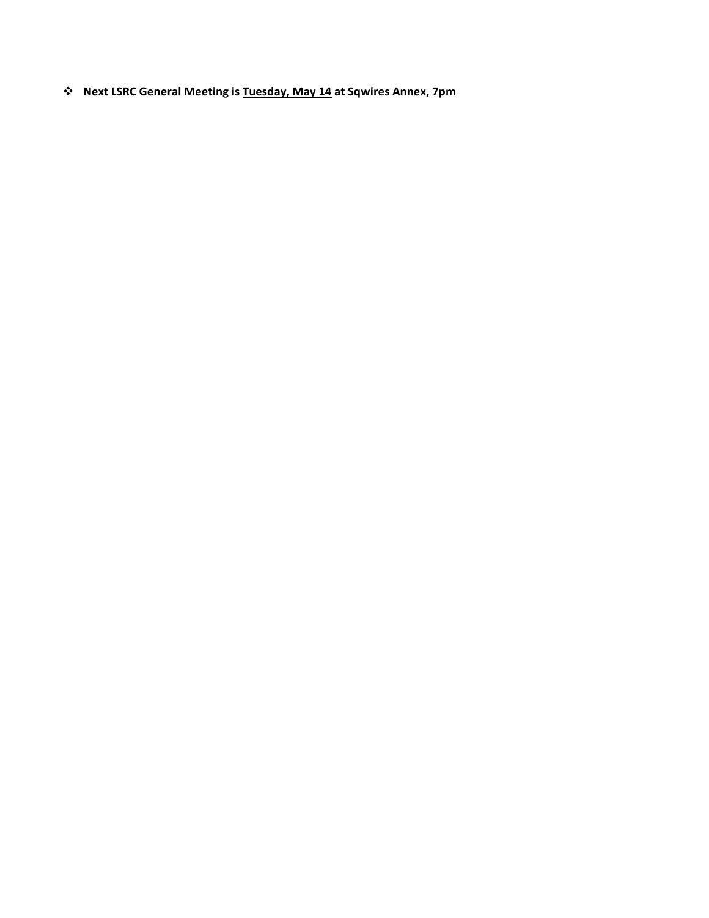- **Next LSRC General Meeting is <u>Tuesday, May 14</u> at Sqwires Annex, 7pm**